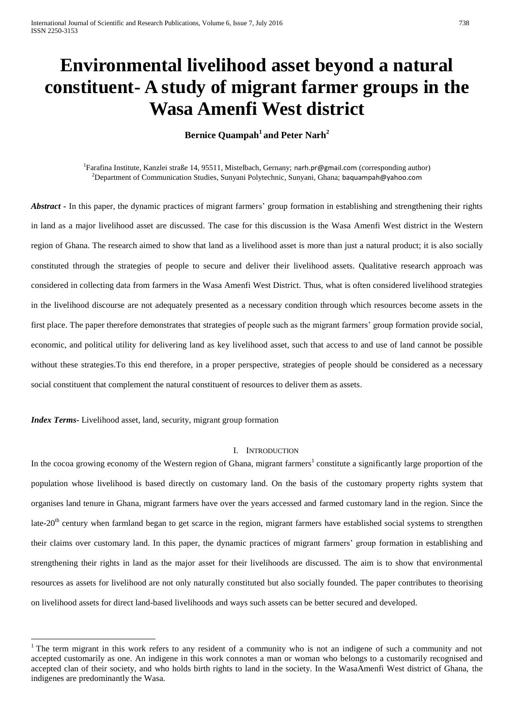# Environmental livelihood asset beyond a natural constituent- A study of migrant farmer groups in the Wasa Amenfi West district

**Bernice Quampah[1] and Peter Narh[2]**

[1]Farafina Institute, Kanzlei straße 14, 95511, Mistelbach, Gernany; narh.pr@gmail.com (corresponding author)
[2]Department of Communication Studies, Sunyani Polytechnic, Sunyani, Ghana; baquampah@yahoo.com

***Abstract*** **-** In this paper, the dynamic practices of migrant farmers' group formation in establishing and strengthening their rights in land as a major livelihood asset are discussed. The case for this discussion is the Wasa Amenfi West district in the Western region of Ghana. The research aimed to show that land as a livelihood asset is more than just a natural product; it is also socially constituted through the strategies of people to secure and deliver their livelihood assets. Qualitative research approach was considered in collecting data from farmers in the Wasa Amenfi West District. Thus, what is often considered livelihood strategies in the livelihood discourse are not adequately presented as a necessary condition through which resources become assets in the first place. The paper therefore demonstrates that strategies of people such as the migrant farmers' group formation provide social, economic, and political utility for delivering land as key livelihood asset, such that access to and use of land cannot be possible without these strategies.To this end therefore, in a proper perspective, strategies of people should be considered as a necessary social constituent that complement the natural constituent of resources to deliver them as assets.

***Index Terms*****-** Livelihood asset, land, security, migrant group formation

## I. Introduction

In the cocoa growing economy of the Western region of Ghana, migrant farmers[1] constitute a significantly large proportion of the population whose livelihood is based directly on customary land. On the basis of the customary property rights system that organises land tenure in Ghana, migrant farmers have over the years accessed and farmed customary land in the region. Since the late-20th century when farmland began to get scarce in the region, migrant farmers have established social systems to strengthen their claims over customary land. In this paper, the dynamic practices of migrant farmers' group formation in establishing and strengthening their rights in land as the major asset for their livelihoods are discussed. The aim is to show that environmental resources as assets for livelihood are not only naturally constituted but also socially founded. The paper contributes to theorising on livelihood assets for direct land-based livelihoods and ways such assets can be better secured and developed.

---

[1] The term migrant in this work refers to any resident of a community who is not an indigene of such a community and not accepted customarily as one. An indigene in this work connotes a man or woman who belongs to a customarily recognised and accepted clan of their society, and who holds birth rights to land in the society. In the WasaAmenfi West district of Ghana, the indigenes are predominantly the Wasa.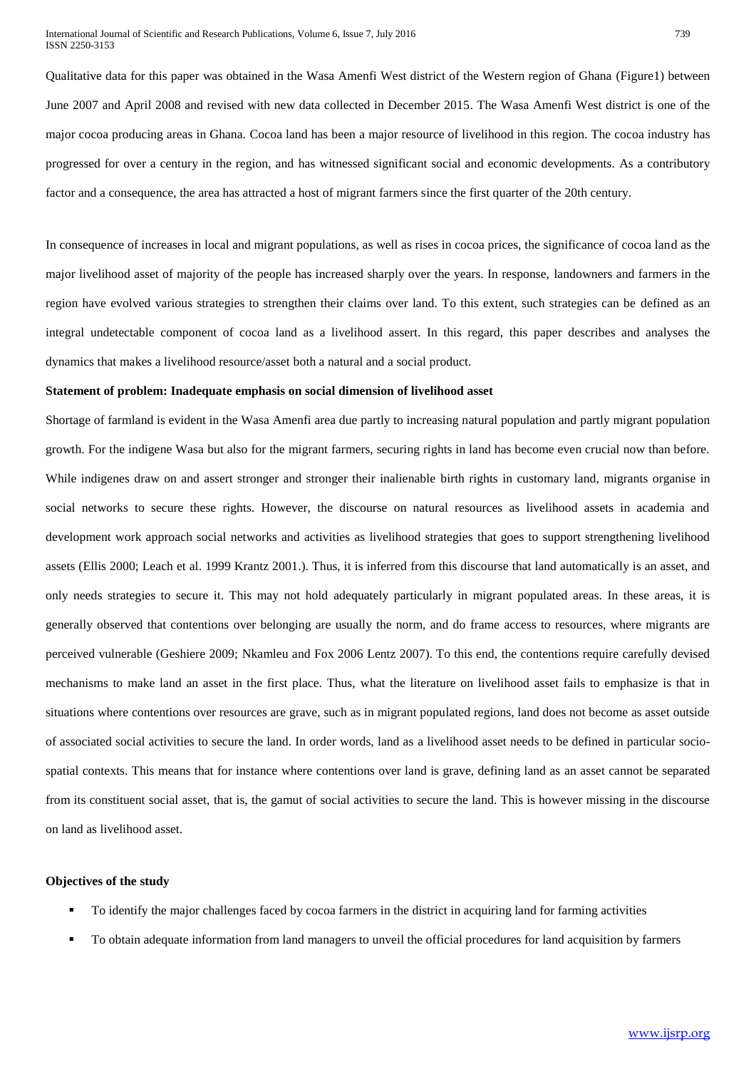Qualitative data for this paper was obtained in the Wasa Amenfi West district of the Western region of Ghana (Figure1) between June 2007 and April 2008 and revised with new data collected in December 2015. The Wasa Amenfi West district is one of the major cocoa producing areas in Ghana. Cocoa land has been a major resource of livelihood in this region. The cocoa industry has progressed for over a century in the region, and has witnessed significant social and economic developments. As a contributory factor and a consequence, the area has attracted a host of migrant farmers since the first quarter of the 20th century.

In consequence of increases in local and migrant populations, as well as rises in cocoa prices, the significance of cocoa land as the major livelihood asset of majority of the people has increased sharply over the years. In response, landowners and farmers in the region have evolved various strategies to strengthen their claims over land. To this extent, such strategies can be defined as an integral undetectable component of cocoa land as a livelihood assert. In this regard, this paper describes and analyses the dynamics that makes a livelihood resource/asset both a natural and a social product.

**Statement of problem: Inadequate emphasis on social dimension of livelihood asset**

Shortage of farmland is evident in the Wasa Amenfi area due partly to increasing natural population and partly migrant population growth. For the indigene Wasa but also for the migrant farmers, securing rights in land has become even crucial now than before. While indigenes draw on and assert stronger and stronger their inalienable birth rights in customary land, migrants organise in social networks to secure these rights. However, the discourse on natural resources as livelihood assets in academia and development work approach social networks and activities as livelihood strategies that goes to support strengthening livelihood assets (Ellis 2000; Leach et al. 1999 Krantz 2001.). Thus, it is inferred from this discourse that land automatically is an asset, and only needs strategies to secure it. This may not hold adequately particularly in migrant populated areas. In these areas, it is generally observed that contentions over belonging are usually the norm, and do frame access to resources, where migrants are perceived vulnerable (Geshiere 2009; Nkamleu and Fox 2006 Lentz 2007). To this end, the contentions require carefully devised mechanisms to make land an asset in the first place. Thus, what the literature on livelihood asset fails to emphasize is that in situations where contentions over resources are grave, such as in migrant populated regions, land does not become as asset outside of associated social activities to secure the land. In order words, land as a livelihood asset needs to be defined in particular socio-spatial contexts. This means that for instance where contentions over land is grave, defining land as an asset cannot be separated from its constituent social asset, that is, the gamut of social activities to secure the land. This is however missing in the discourse on land as livelihood asset.

**Objectives of the study**

- To identify the major challenges faced by cocoa farmers in the district in acquiring land for farming activities
- To obtain adequate information from land managers to unveil the official procedures for land acquisition by farmers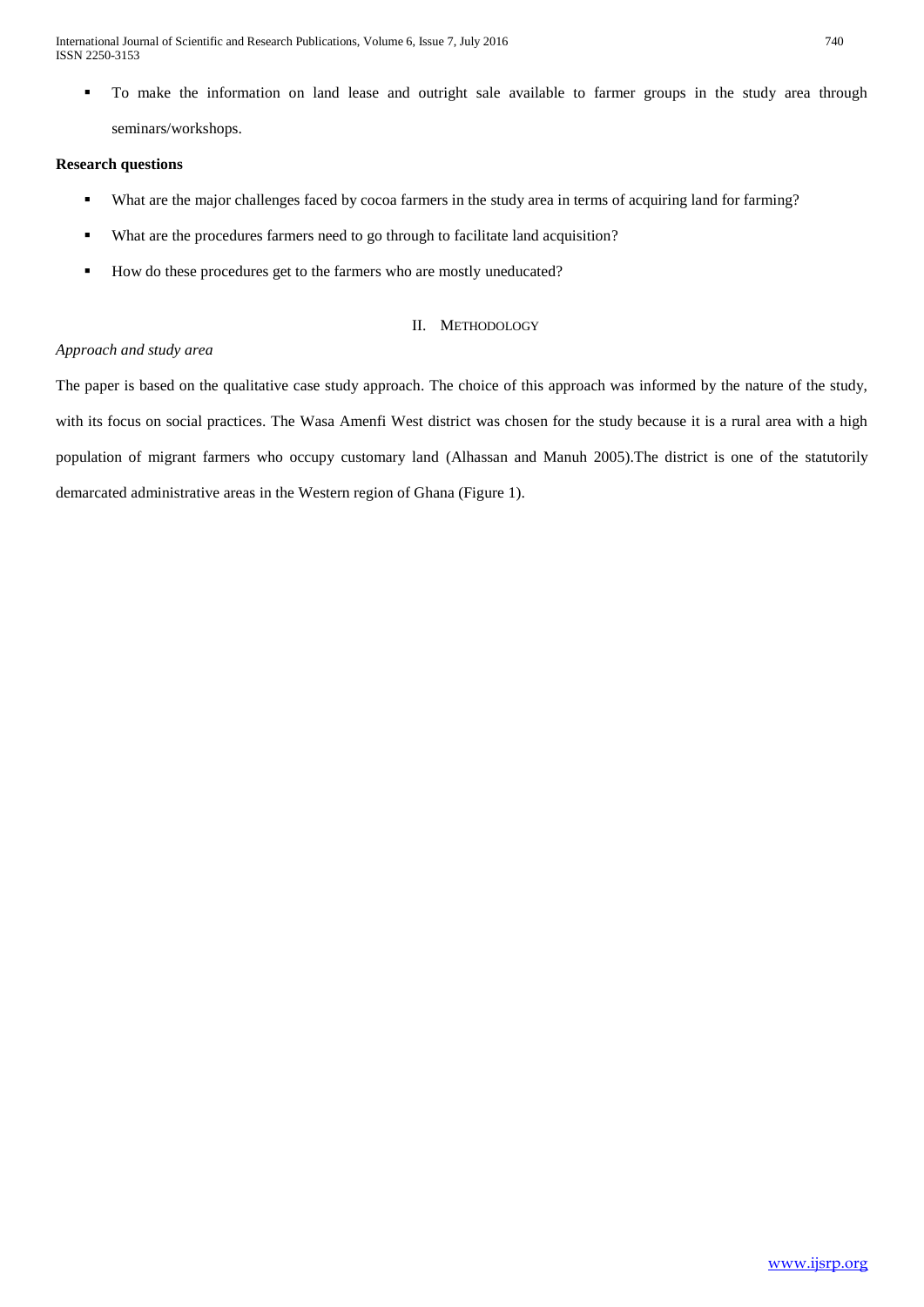- To make the information on land lease and outright sale available to farmer groups in the study area through seminars/workshops.

**Research questions**

- What are the major challenges faced by cocoa farmers in the study area in terms of acquiring land for farming?
- What are the procedures farmers need to go through to facilitate land acquisition?
- How do these procedures get to the farmers who are mostly uneducated?

## II. Methodology

*Approach and study area*

The paper is based on the qualitative case study approach. The choice of this approach was informed by the nature of the study, with its focus on social practices. The Wasa Amenfi West district was chosen for the study because it is a rural area with a high population of migrant farmers who occupy customary land (Alhassan and Manuh 2005).The district is one of the statutorily demarcated administrative areas in the Western region of Ghana (Figure 1).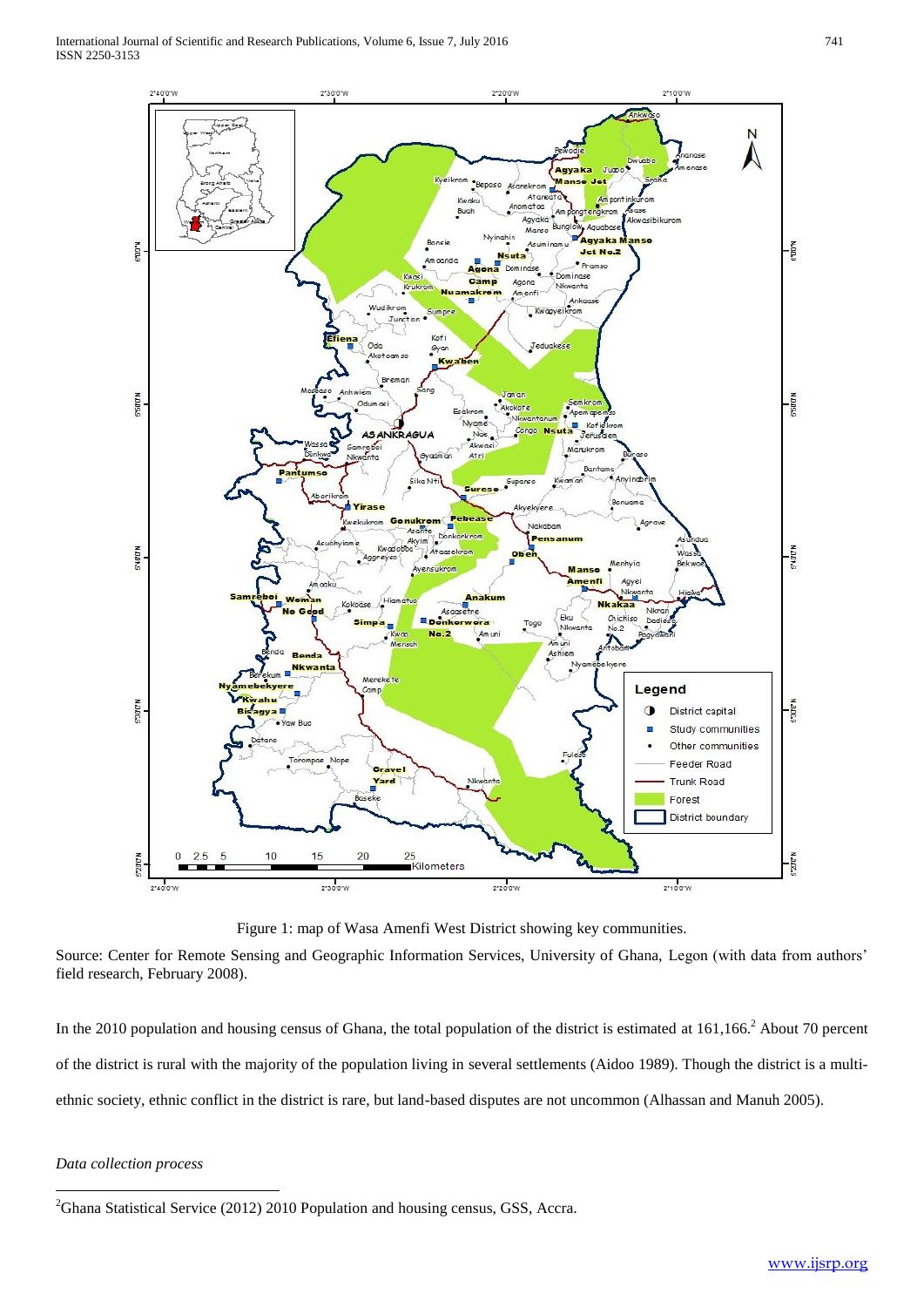Figure 1: map of Wasa Amenfi West District showing key communities.

Source: Center for Remote Sensing and Geographic Information Services, University of Ghana, Legon (with data from authors' field research, February 2008).

In the 2010 population and housing census of Ghana, the total population of the district is estimated at 161,166.[2] About 70 percent of the district is rural with the majority of the population living in several settlements (Aidoo 1989). Though the district is a multi-ethnic society, ethnic conflict in the district is rare, but land-based disputes are not uncommon (Alhassan and Manuh 2005).

*Data collection process*

[2] Ghana Statistical Service (2012) 2010 Population and housing census, GSS, Accra.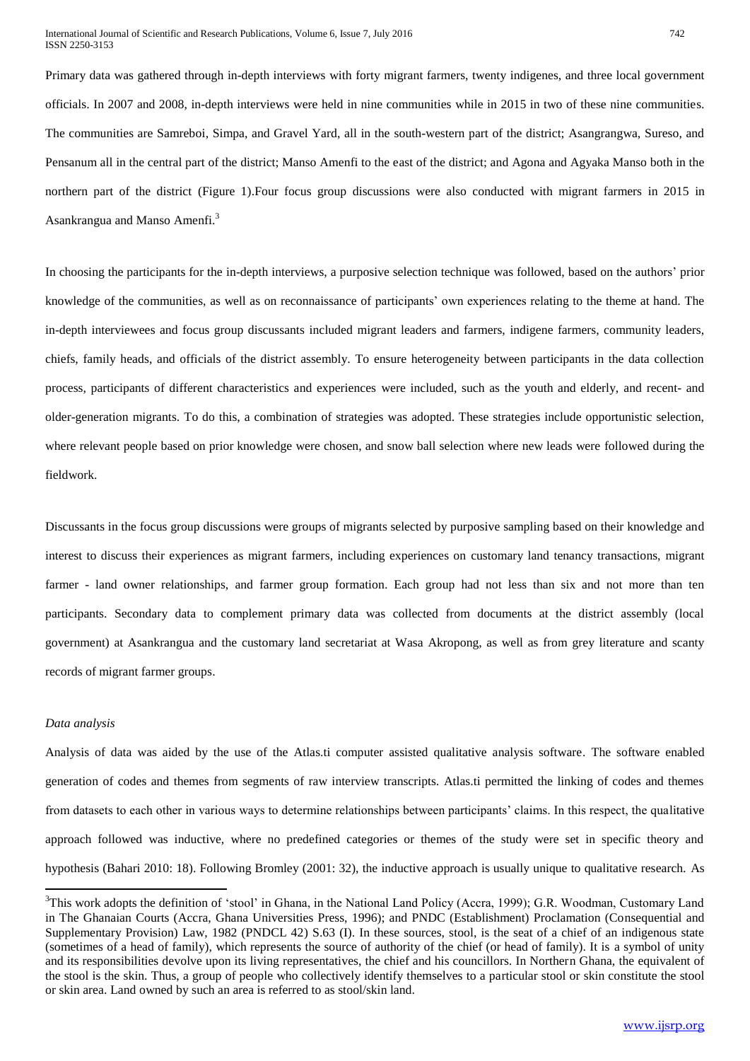Primary data was gathered through in-depth interviews with forty migrant farmers, twenty indigenes, and three local government officials. In 2007 and 2008, in-depth interviews were held in nine communities while in 2015 in two of these nine communities. The communities are Samreboi, Simpa, and Gravel Yard, all in the south-western part of the district; Asangrangwa, Sureso, and Pensanum all in the central part of the district; Manso Amenfi to the east of the district; and Agona and Agyaka Manso both in the northern part of the district (Figure 1).Four focus group discussions were also conducted with migrant farmers in 2015 in Asankrangua and Manso Amenfi.[3]

In choosing the participants for the in-depth interviews, a purposive selection technique was followed, based on the authors' prior knowledge of the communities, as well as on reconnaissance of participants' own experiences relating to the theme at hand. The in-depth interviewees and focus group discussants included migrant leaders and farmers, indigene farmers, community leaders, chiefs, family heads, and officials of the district assembly. To ensure heterogeneity between participants in the data collection process, participants of different characteristics and experiences were included, such as the youth and elderly, and recent- and older-generation migrants. To do this, a combination of strategies was adopted. These strategies include opportunistic selection, where relevant people based on prior knowledge were chosen, and snow ball selection where new leads were followed during the fieldwork.

Discussants in the focus group discussions were groups of migrants selected by purposive sampling based on their knowledge and interest to discuss their experiences as migrant farmers, including experiences on customary land tenancy transactions, migrant farmer - land owner relationships, and farmer group formation. Each group had not less than six and not more than ten participants. Secondary data to complement primary data was collected from documents at the district assembly (local government) at Asankrangua and the customary land secretariat at Wasa Akropong, as well as from grey literature and scanty records of migrant farmer groups.

*Data analysis*

Analysis of data was aided by the use of the Atlas.ti computer assisted qualitative analysis software. The software enabled generation of codes and themes from segments of raw interview transcripts. Atlas.ti permitted the linking of codes and themes from datasets to each other in various ways to determine relationships between participants' claims. In this respect, the qualitative approach followed was inductive, where no predefined categories or themes of the study were set in specific theory and hypothesis (Bahari 2010: 18). Following Bromley (2001: 32), the inductive approach is usually unique to qualitative research. As

---

[3]This work adopts the definition of 'stool' in Ghana, in the National Land Policy (Accra, 1999); G.R. Woodman, Customary Land in The Ghanaian Courts (Accra, Ghana Universities Press, 1996); and PNDC (Establishment) Proclamation (Consequential and Supplementary Provision) Law, 1982 (PNDCL 42) S.63 (I). In these sources, stool, is the seat of a chief of an indigenous state (sometimes of a head of family), which represents the source of authority of the chief (or head of family). It is a symbol of unity and its responsibilities devolve upon its living representatives, the chief and his councillors. In Northern Ghana, the equivalent of the stool is the skin. Thus, a group of people who collectively identify themselves to a particular stool or skin constitute the stool or skin area. Land owned by such an area is referred to as stool/skin land.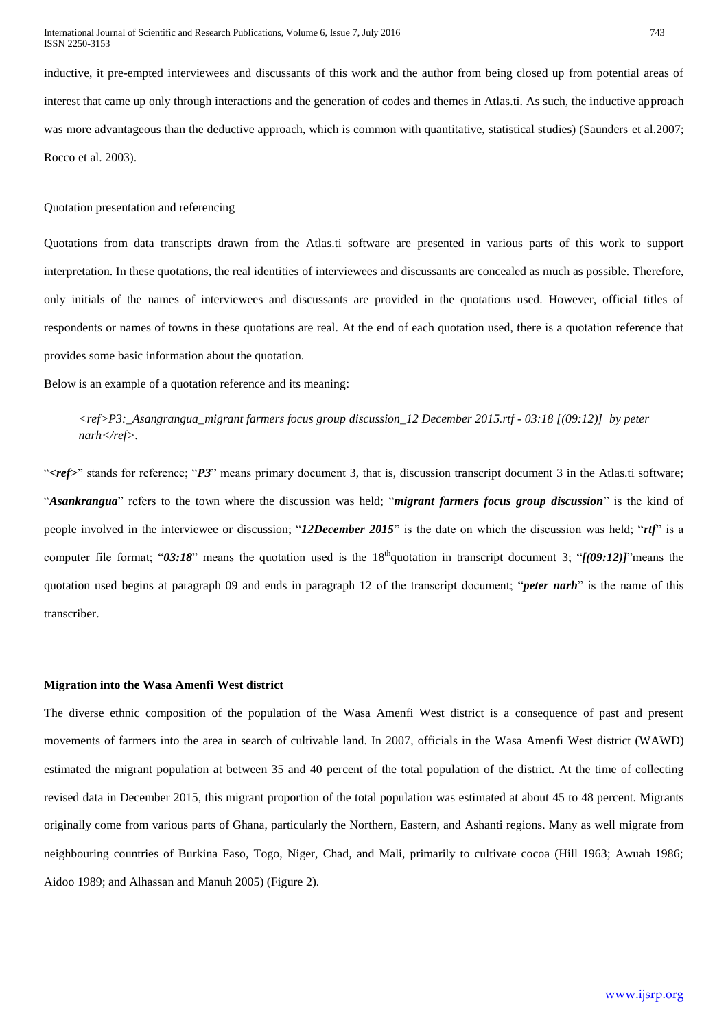inductive, it pre-empted interviewees and discussants of this work and the author from being closed up from potential areas of interest that came up only through interactions and the generation of codes and themes in Atlas.ti. As such, the inductive approach was more advantageous than the deductive approach, which is common with quantitative, statistical studies) (Saunders et al.2007; Rocco et al. 2003).

Quotation presentation and referencing

Quotations from data transcripts drawn from the Atlas.ti software are presented in various parts of this work to support interpretation. In these quotations, the real identities of interviewees and discussants are concealed as much as possible. Therefore, only initials of the names of interviewees and discussants are provided in the quotations used. However, official titles of respondents or names of towns in these quotations are real. At the end of each quotation used, there is a quotation reference that provides some basic information about the quotation.

Below is an example of a quotation reference and its meaning:

> *<ref>P3:_Asangrangua_migrant farmers focus group discussion_12 December 2015.rtf - 03:18 [(09:12)] by peter narh</ref>*.

"***<ref>***" stands for reference; "***P3***" means primary document 3, that is, discussion transcript document 3 in the Atlas.ti software; "***Asankrangua***" refers to the town where the discussion was held; "***migrant farmers focus group discussion***" is the kind of people involved in the interviewee or discussion; "***12December 2015***" is the date on which the discussion was held; "***rtf***" is a computer file format; "***03:18***" means the quotation used is the 18th quotation in transcript document 3; "***[(09:12)]***"means the quotation used begins at paragraph 09 and ends in paragraph 12 of the transcript document; "***peter narh***" is the name of this transcriber.

**Migration into the Wasa Amenfi West district**

The diverse ethnic composition of the population of the Wasa Amenfi West district is a consequence of past and present movements of farmers into the area in search of cultivable land. In 2007, officials in the Wasa Amenfi West district (WAWD) estimated the migrant population at between 35 and 40 percent of the total population of the district. At the time of collecting revised data in December 2015, this migrant proportion of the total population was estimated at about 45 to 48 percent. Migrants originally come from various parts of Ghana, particularly the Northern, Eastern, and Ashanti regions. Many as well migrate from neighbouring countries of Burkina Faso, Togo, Niger, Chad, and Mali, primarily to cultivate cocoa (Hill 1963; Awuah 1986; Aidoo 1989; and Alhassan and Manuh 2005) (Figure 2).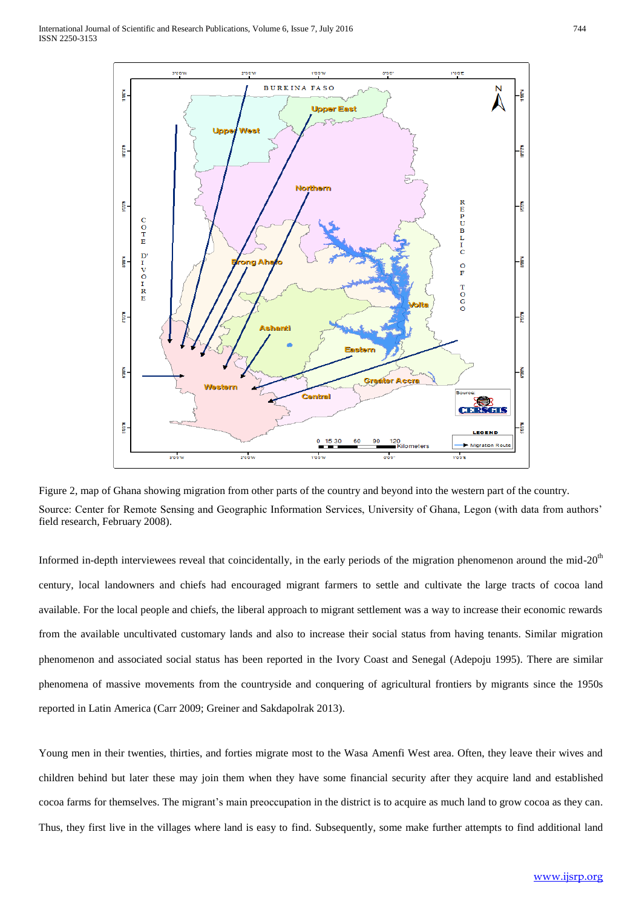Figure 2, map of Ghana showing migration from other parts of the country and beyond into the western part of the country.

Source: Center for Remote Sensing and Geographic Information Services, University of Ghana, Legon (with data from authors' field research, February 2008).

Informed in-depth interviewees reveal that coincidentally, in the early periods of the migration phenomenon around the mid-20th century, local landowners and chiefs had encouraged migrant farmers to settle and cultivate the large tracts of cocoa land available. For the local people and chiefs, the liberal approach to migrant settlement was a way to increase their economic rewards from the available uncultivated customary lands and also to increase their social status from having tenants. Similar migration phenomenon and associated social status has been reported in the Ivory Coast and Senegal (Adepoju 1995). There are similar phenomena of massive movements from the countryside and conquering of agricultural frontiers by migrants since the 1950s reported in Latin America (Carr 2009; Greiner and Sakdapolrak 2013).

Young men in their twenties, thirties, and forties migrate most to the Wasa Amenfi West area. Often, they leave their wives and children behind but later these may join them when they have some financial security after they acquire land and established cocoa farms for themselves. The migrant's main preoccupation in the district is to acquire as much land to grow cocoa as they can. Thus, they first live in the villages where land is easy to find. Subsequently, some make further attempts to find additional land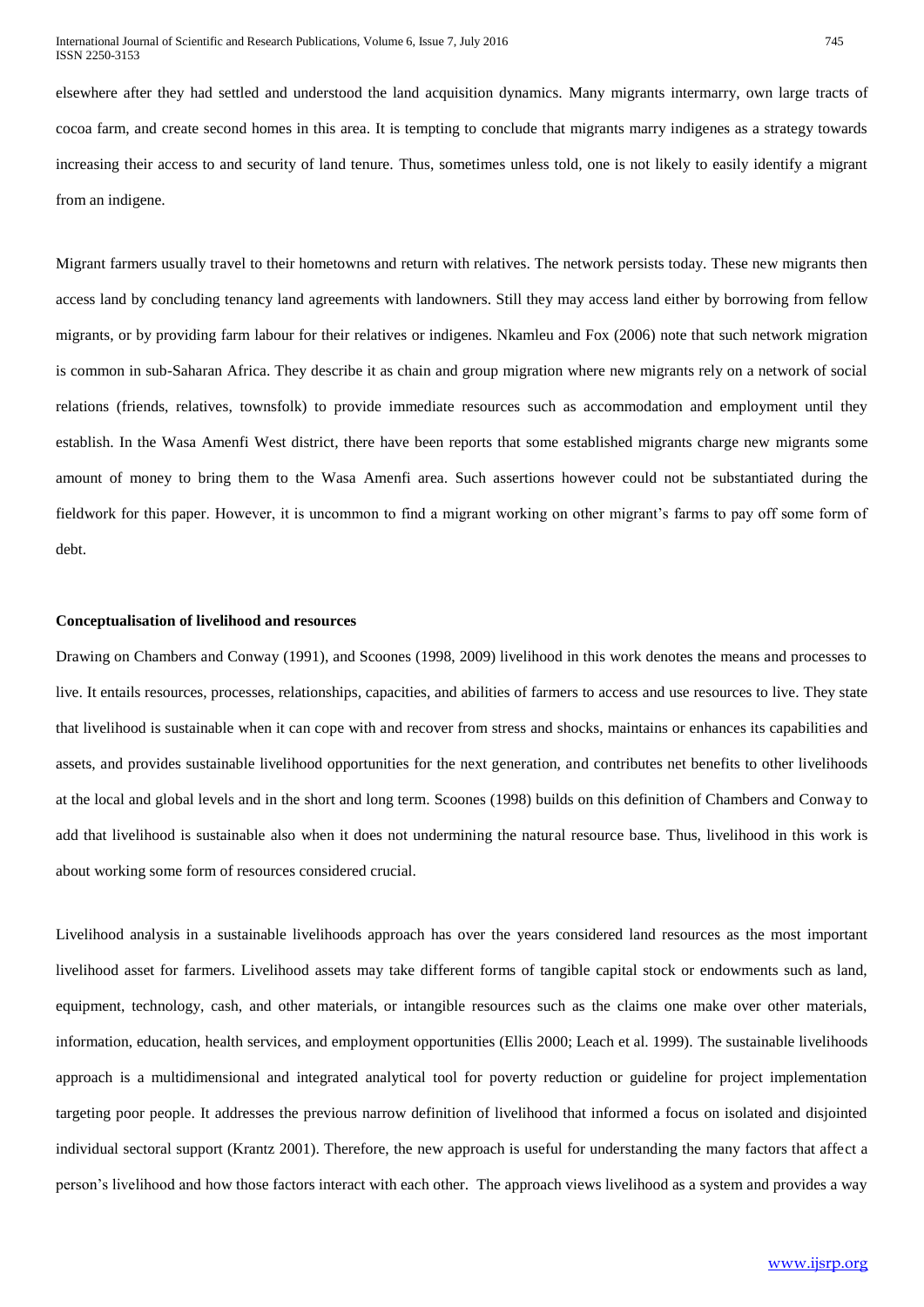elsewhere after they had settled and understood the land acquisition dynamics. Many migrants intermarry, own large tracts of cocoa farm, and create second homes in this area. It is tempting to conclude that migrants marry indigenes as a strategy towards increasing their access to and security of land tenure. Thus, sometimes unless told, one is not likely to easily identify a migrant from an indigene.

Migrant farmers usually travel to their hometowns and return with relatives. The network persists today. These new migrants then access land by concluding tenancy land agreements with landowners. Still they may access land either by borrowing from fellow migrants, or by providing farm labour for their relatives or indigenes. Nkamleu and Fox (2006) note that such network migration is common in sub-Saharan Africa. They describe it as chain and group migration where new migrants rely on a network of social relations (friends, relatives, townsfolk) to provide immediate resources such as accommodation and employment until they establish. In the Wasa Amenfi West district, there have been reports that some established migrants charge new migrants some amount of money to bring them to the Wasa Amenfi area. Such assertions however could not be substantiated during the fieldwork for this paper. However, it is uncommon to find a migrant working on other migrant's farms to pay off some form of debt.

**Conceptualisation of livelihood and resources**

Drawing on Chambers and Conway (1991), and Scoones (1998, 2009) livelihood in this work denotes the means and processes to live. It entails resources, processes, relationships, capacities, and abilities of farmers to access and use resources to live. They state that livelihood is sustainable when it can cope with and recover from stress and shocks, maintains or enhances its capabilities and assets, and provides sustainable livelihood opportunities for the next generation, and contributes net benefits to other livelihoods at the local and global levels and in the short and long term. Scoones (1998) builds on this definition of Chambers and Conway to add that livelihood is sustainable also when it does not undermining the natural resource base. Thus, livelihood in this work is about working some form of resources considered crucial.

Livelihood analysis in a sustainable livelihoods approach has over the years considered land resources as the most important livelihood asset for farmers. Livelihood assets may take different forms of tangible capital stock or endowments such as land, equipment, technology, cash, and other materials, or intangible resources such as the claims one make over other materials, information, education, health services, and employment opportunities (Ellis 2000; Leach et al. 1999). The sustainable livelihoods approach is a multidimensional and integrated analytical tool for poverty reduction or guideline for project implementation targeting poor people. It addresses the previous narrow definition of livelihood that informed a focus on isolated and disjointed individual sectoral support (Krantz 2001). Therefore, the new approach is useful for understanding the many factors that affect a person's livelihood and how those factors interact with each other. The approach views livelihood as a system and provides a way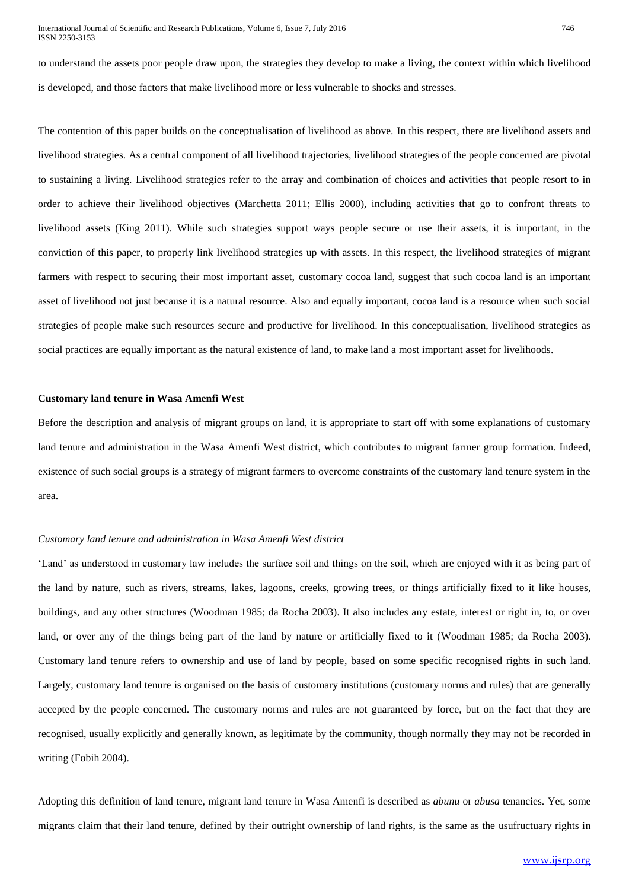to understand the assets poor people draw upon, the strategies they develop to make a living, the context within which livelihood is developed, and those factors that make livelihood more or less vulnerable to shocks and stresses.

The contention of this paper builds on the conceptualisation of livelihood as above. In this respect, there are livelihood assets and livelihood strategies. As a central component of all livelihood trajectories, livelihood strategies of the people concerned are pivotal to sustaining a living. Livelihood strategies refer to the array and combination of choices and activities that people resort to in order to achieve their livelihood objectives (Marchetta 2011; Ellis 2000), including activities that go to confront threats to livelihood assets (King 2011). While such strategies support ways people secure or use their assets, it is important, in the conviction of this paper, to properly link livelihood strategies up with assets. In this respect, the livelihood strategies of migrant farmers with respect to securing their most important asset, customary cocoa land, suggest that such cocoa land is an important asset of livelihood not just because it is a natural resource. Also and equally important, cocoa land is a resource when such social strategies of people make such resources secure and productive for livelihood. In this conceptualisation, livelihood strategies as social practices are equally important as the natural existence of land, to make land a most important asset for livelihoods.

## Customary land tenure in Wasa Amenfi West

Before the description and analysis of migrant groups on land, it is appropriate to start off with some explanations of customary land tenure and administration in the Wasa Amenfi West district, which contributes to migrant farmer group formation. Indeed, existence of such social groups is a strategy of migrant farmers to overcome constraints of the customary land tenure system in the area.

### *Customary land tenure and administration in Wasa Amenfi West district*

'Land' as understood in customary law includes the surface soil and things on the soil, which are enjoyed with it as being part of the land by nature, such as rivers, streams, lakes, lagoons, creeks, growing trees, or things artificially fixed to it like houses, buildings, and any other structures (Woodman 1985; da Rocha 2003). It also includes any estate, interest or right in, to, or over land, or over any of the things being part of the land by nature or artificially fixed to it (Woodman 1985; da Rocha 2003). Customary land tenure refers to ownership and use of land by people, based on some specific recognised rights in such land. Largely, customary land tenure is organised on the basis of customary institutions (customary norms and rules) that are generally accepted by the people concerned. The customary norms and rules are not guaranteed by force, but on the fact that they are recognised, usually explicitly and generally known, as legitimate by the community, though normally they may not be recorded in writing (Fobih 2004).

Adopting this definition of land tenure, migrant land tenure in Wasa Amenfi is described as *abunu* or *abusa* tenancies. Yet, some migrants claim that their land tenure, defined by their outright ownership of land rights, is the same as the usufructuary rights in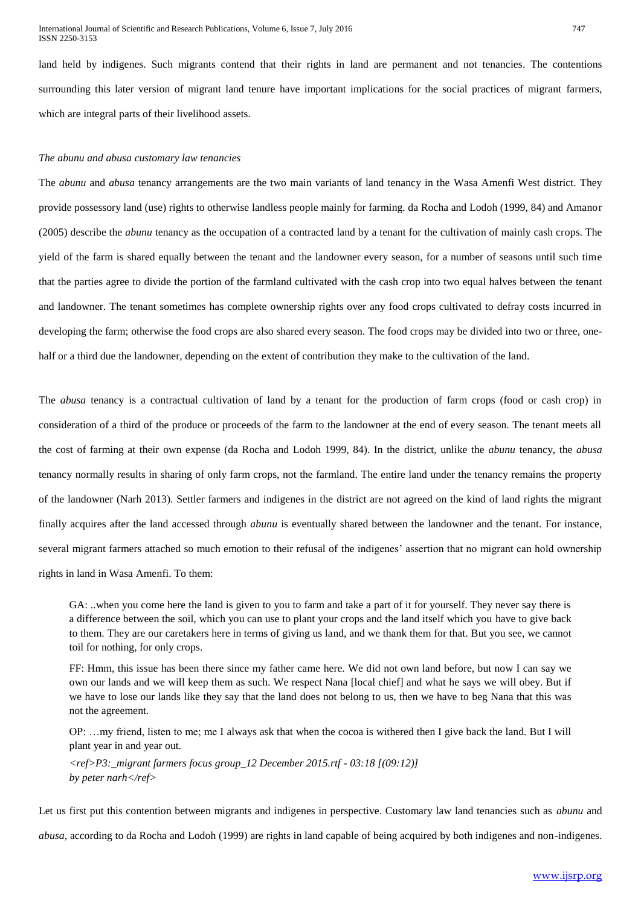land held by indigenes. Such migrants contend that their rights in land are permanent and not tenancies. The contentions surrounding this later version of migrant land tenure have important implications for the social practices of migrant farmers, which are integral parts of their livelihood assets.

*The abunu and abusa customary law tenancies*

The *abunu* and *abusa* tenancy arrangements are the two main variants of land tenancy in the Wasa Amenfi West district. They provide possessory land (use) rights to otherwise landless people mainly for farming. da Rocha and Lodoh (1999, 84) and Amanor (2005) describe the *abunu* tenancy as the occupation of a contracted land by a tenant for the cultivation of mainly cash crops. The yield of the farm is shared equally between the tenant and the landowner every season, for a number of seasons until such time that the parties agree to divide the portion of the farmland cultivated with the cash crop into two equal halves between the tenant and landowner. The tenant sometimes has complete ownership rights over any food crops cultivated to defray costs incurred in developing the farm; otherwise the food crops are also shared every season. The food crops may be divided into two or three, one-half or a third due the landowner, depending on the extent of contribution they make to the cultivation of the land.

The *abusa* tenancy is a contractual cultivation of land by a tenant for the production of farm crops (food or cash crop) in consideration of a third of the produce or proceeds of the farm to the landowner at the end of every season. The tenant meets all the cost of farming at their own expense (da Rocha and Lodoh 1999, 84). In the district, unlike the *abunu* tenancy, the *abusa* tenancy normally results in sharing of only farm crops, not the farmland. The entire land under the tenancy remains the property of the landowner (Narh 2013). Settler farmers and indigenes in the district are not agreed on the kind of land rights the migrant finally acquires after the land accessed through *abunu* is eventually shared between the landowner and the tenant. For instance, several migrant farmers attached so much emotion to their refusal of the indigenes' assertion that no migrant can hold ownership rights in land in Wasa Amenfi. To them:

> GA: ..when you come here the land is given to you to farm and take a part of it for yourself. They never say there is a difference between the soil, which you can use to plant your crops and the land itself which you have to give back to them. They are our caretakers here in terms of giving us land, and we thank them for that. But you see, we cannot toil for nothing, for only crops.
>
> FF: Hmm, this issue has been there since my father came here. We did not own land before, but now I can say we own our lands and we will keep them as such. We respect Nana [local chief] and what he says we will obey. But if we have to lose our lands like they say that the land does not belong to us, then we have to beg Nana that this was not the agreement.
>
> OP: …my friend, listen to me; me I always ask that when the cocoa is withered then I give back the land. But I will plant year in and year out.
>
> *<ref>P3:_migrant farmers focus group_12 December 2015.rtf - 03:18 [(09:12)] by peter narh</ref>*

Let us first put this contention between migrants and indigenes in perspective. Customary law land tenancies such as *abunu* and *abusa*, according to da Rocha and Lodoh (1999) are rights in land capable of being acquired by both indigenes and non-indigenes.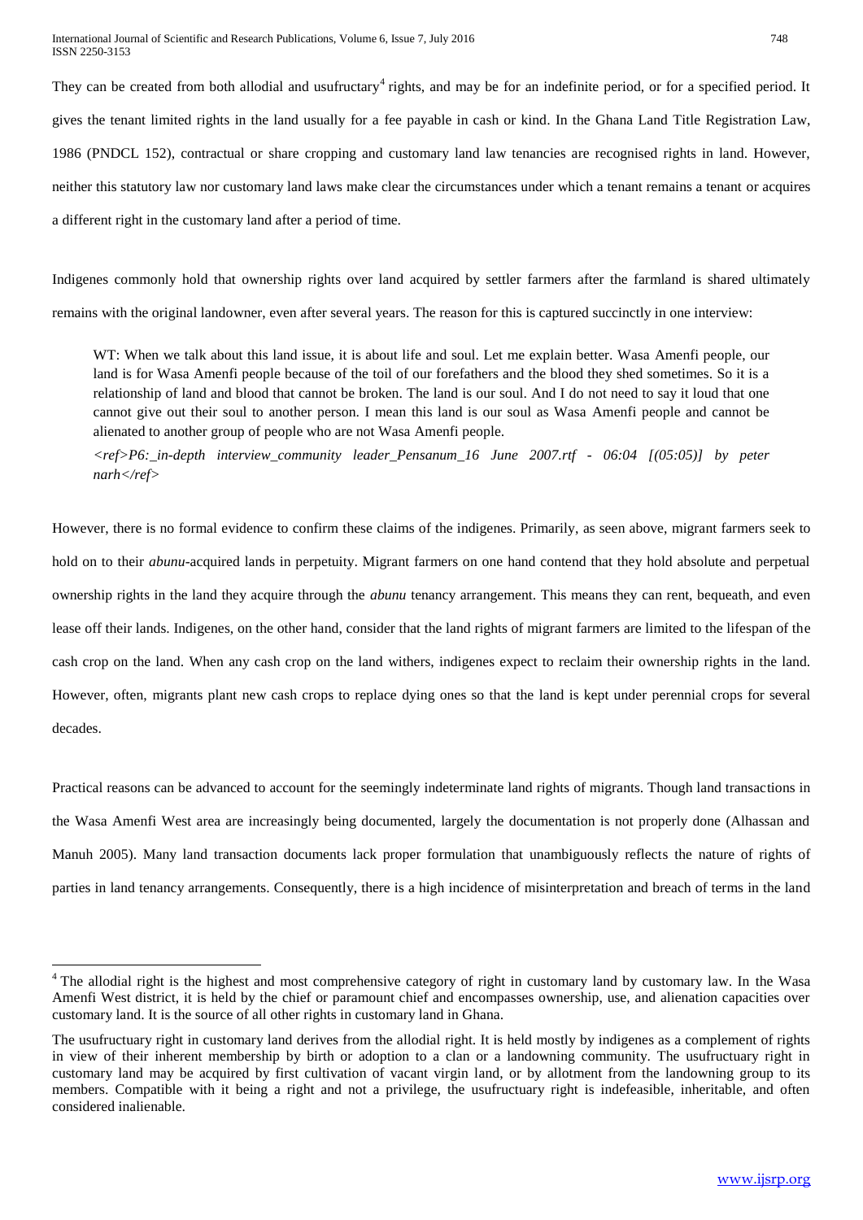They can be created from both allodial and usufructary[4] rights, and may be for an indefinite period, or for a specified period. It gives the tenant limited rights in the land usually for a fee payable in cash or kind. In the Ghana Land Title Registration Law, 1986 (PNDCL 152), contractual or share cropping and customary land law tenancies are recognised rights in land. However, neither this statutory law nor customary land laws make clear the circumstances under which a tenant remains a tenant or acquires a different right in the customary land after a period of time.

Indigenes commonly hold that ownership rights over land acquired by settler farmers after the farmland is shared ultimately remains with the original landowner, even after several years. The reason for this is captured succinctly in one interview:

> WT: When we talk about this land issue, it is about life and soul. Let me explain better. Wasa Amenfi people, our land is for Wasa Amenfi people because of the toil of our forefathers and the blood they shed sometimes. So it is a relationship of land and blood that cannot be broken. The land is our soul. And I do not need to say it loud that one cannot give out their soul to another person. I mean this land is our soul as Wasa Amenfi people and cannot be alienated to another group of people who are not Wasa Amenfi people.
>
> *<ref>P6:_in-depth interview_community leader_Pensanum_16 June 2007.rtf - 06:04 [(05:05)] by peter narh</ref>*

However, there is no formal evidence to confirm these claims of the indigenes. Primarily, as seen above, migrant farmers seek to hold on to their *abunu*-acquired lands in perpetuity. Migrant farmers on one hand contend that they hold absolute and perpetual ownership rights in the land they acquire through the *abunu* tenancy arrangement. This means they can rent, bequeath, and even lease off their lands. Indigenes, on the other hand, consider that the land rights of migrant farmers are limited to the lifespan of the cash crop on the land. When any cash crop on the land withers, indigenes expect to reclaim their ownership rights in the land. However, often, migrants plant new cash crops to replace dying ones so that the land is kept under perennial crops for several decades.

Practical reasons can be advanced to account for the seemingly indeterminate land rights of migrants. Though land transactions in the Wasa Amenfi West area are increasingly being documented, largely the documentation is not properly done (Alhassan and Manuh 2005). Many land transaction documents lack proper formulation that unambiguously reflects the nature of rights of parties in land tenancy arrangements. Consequently, there is a high incidence of misinterpretation and breach of terms in the land

---

[4] The allodial right is the highest and most comprehensive category of right in customary land by customary law. In the Wasa Amenfi West district, it is held by the chief or paramount chief and encompasses ownership, use, and alienation capacities over customary land. It is the source of all other rights in customary land in Ghana.

The usufructuary right in customary land derives from the allodial right. It is held mostly by indigenes as a complement of rights in view of their inherent membership by birth or adoption to a clan or a landowning community. The usufructuary right in customary land may be acquired by first cultivation of vacant virgin land, or by allotment from the landowning group to its members. Compatible with it being a right and not a privilege, the usufructuary right is indefeasible, inheritable, and often considered inalienable.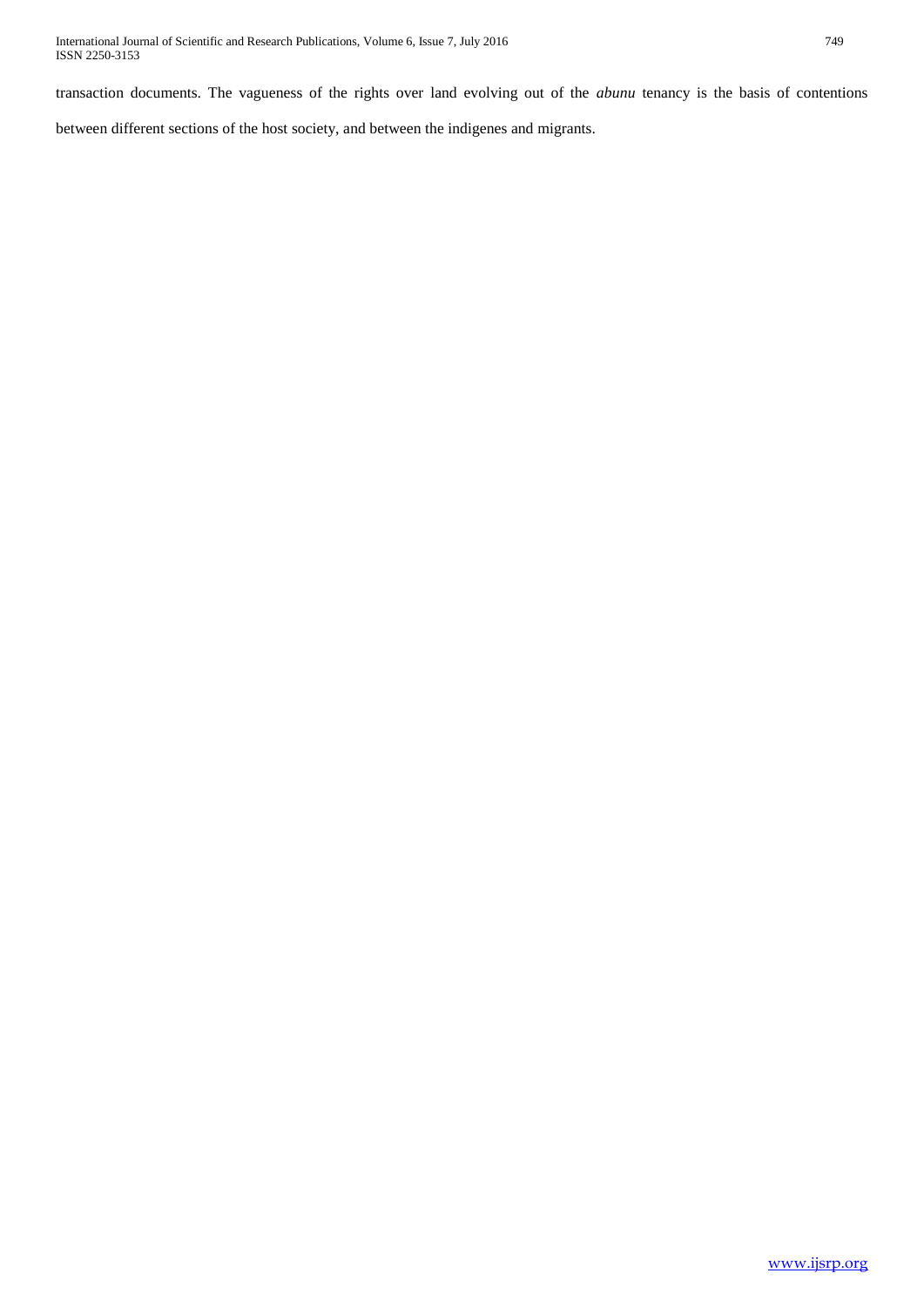transaction documents. The vagueness of the rights over land evolving out of the *abunu* tenancy is the basis of contentions between different sections of the host society, and between the indigenes and migrants.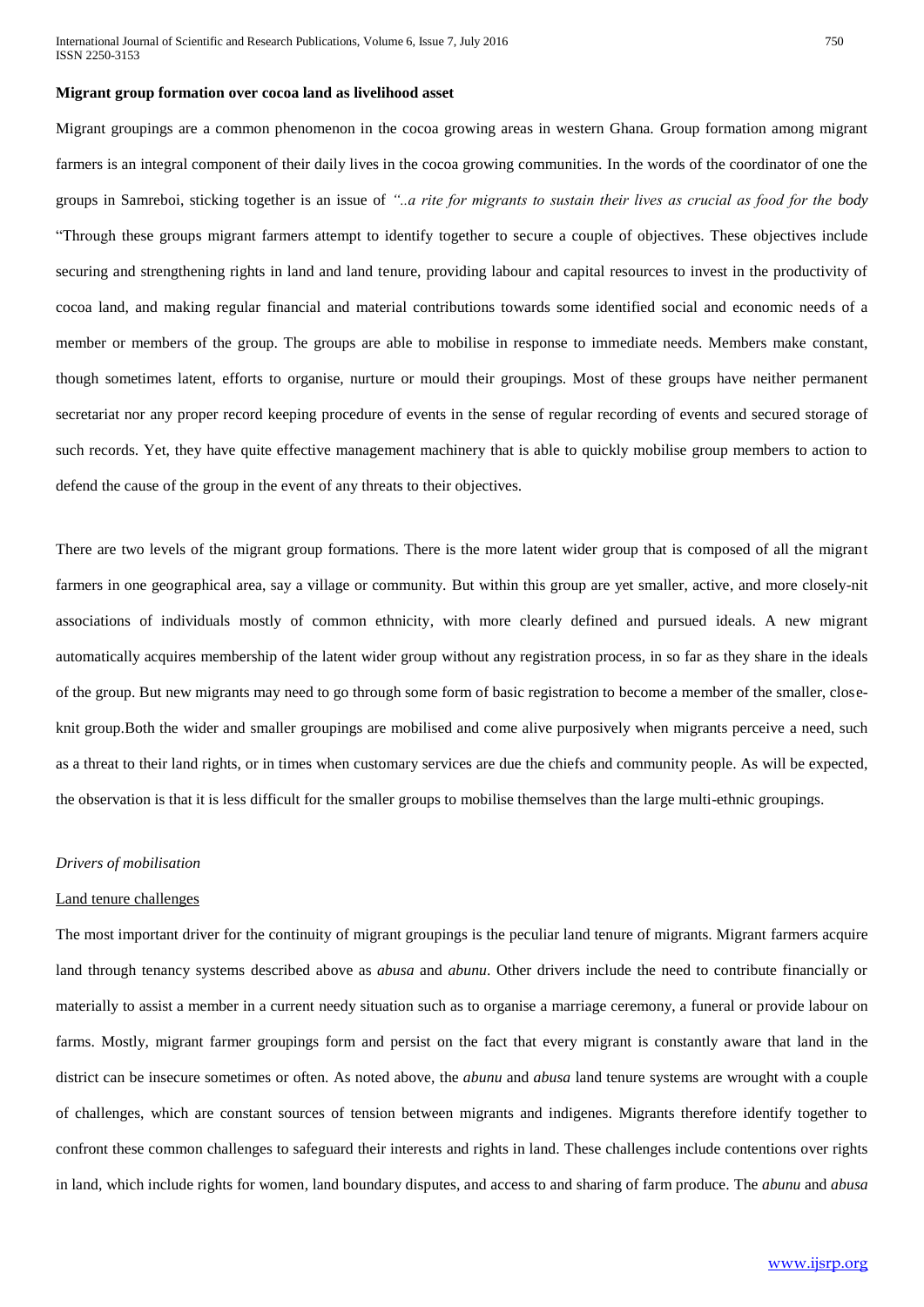**Migrant group formation over cocoa land as livelihood asset**

Migrant groupings are a common phenomenon in the cocoa growing areas in western Ghana. Group formation among migrant farmers is an integral component of their daily lives in the cocoa growing communities. In the words of the coordinator of one the groups in Samreboi, sticking together is an issue of *"..a rite for migrants to sustain their lives as crucial as food for the body* "Through these groups migrant farmers attempt to identify together to secure a couple of objectives. These objectives include securing and strengthening rights in land and land tenure, providing labour and capital resources to invest in the productivity of cocoa land, and making regular financial and material contributions towards some identified social and economic needs of a member or members of the group. The groups are able to mobilise in response to immediate needs. Members make constant, though sometimes latent, efforts to organise, nurture or mould their groupings. Most of these groups have neither permanent secretariat nor any proper record keeping procedure of events in the sense of regular recording of events and secured storage of such records. Yet, they have quite effective management machinery that is able to quickly mobilise group members to action to defend the cause of the group in the event of any threats to their objectives.

There are two levels of the migrant group formations. There is the more latent wider group that is composed of all the migrant farmers in one geographical area, say a village or community. But within this group are yet smaller, active, and more closely-nit associations of individuals mostly of common ethnicity, with more clearly defined and pursued ideals. A new migrant automatically acquires membership of the latent wider group without any registration process, in so far as they share in the ideals of the group. But new migrants may need to go through some form of basic registration to become a member of the smaller, close-knit group.Both the wider and smaller groupings are mobilised and come alive purposively when migrants perceive a need, such as a threat to their land rights, or in times when customary services are due the chiefs and community people. As will be expected, the observation is that it is less difficult for the smaller groups to mobilise themselves than the large multi-ethnic groupings.

*Drivers of mobilisation*

Land tenure challenges

The most important driver for the continuity of migrant groupings is the peculiar land tenure of migrants. Migrant farmers acquire land through tenancy systems described above as *abusa* and *abunu*. Other drivers include the need to contribute financially or materially to assist a member in a current needy situation such as to organise a marriage ceremony, a funeral or provide labour on farms. Mostly, migrant farmer groupings form and persist on the fact that every migrant is constantly aware that land in the district can be insecure sometimes or often. As noted above, the *abunu* and *abusa* land tenure systems are wrought with a couple of challenges, which are constant sources of tension between migrants and indigenes. Migrants therefore identify together to confront these common challenges to safeguard their interests and rights in land. These challenges include contentions over rights in land, which include rights for women, land boundary disputes, and access to and sharing of farm produce. The *abunu* and *abusa*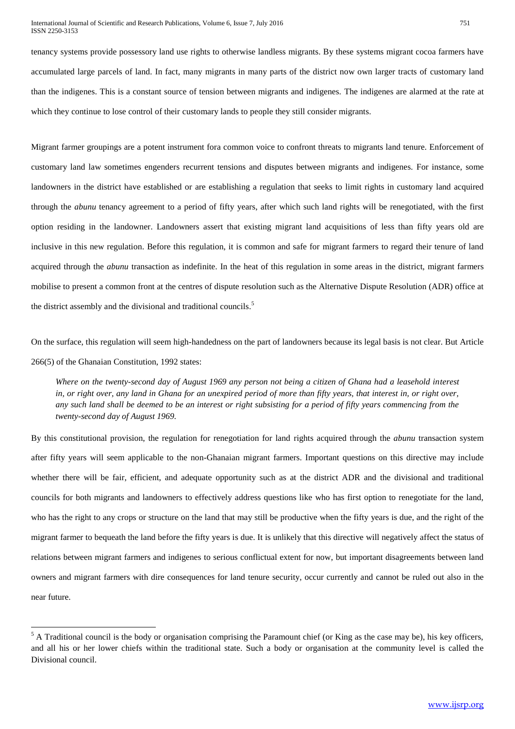tenancy systems provide possessory land use rights to otherwise landless migrants. By these systems migrant cocoa farmers have accumulated large parcels of land. In fact, many migrants in many parts of the district now own larger tracts of customary land than the indigenes. This is a constant source of tension between migrants and indigenes. The indigenes are alarmed at the rate at which they continue to lose control of their customary lands to people they still consider migrants.

Migrant farmer groupings are a potent instrument fora common voice to confront threats to migrants land tenure. Enforcement of customary land law sometimes engenders recurrent tensions and disputes between migrants and indigenes. For instance, some landowners in the district have established or are establishing a regulation that seeks to limit rights in customary land acquired through the *abunu* tenancy agreement to a period of fifty years, after which such land rights will be renegotiated, with the first option residing in the landowner. Landowners assert that existing migrant land acquisitions of less than fifty years old are inclusive in this new regulation. Before this regulation, it is common and safe for migrant farmers to regard their tenure of land acquired through the *abunu* transaction as indefinite. In the heat of this regulation in some areas in the district, migrant farmers mobilise to present a common front at the centres of dispute resolution such as the Alternative Dispute Resolution (ADR) office at the district assembly and the divisional and traditional councils.[5]

On the surface, this regulation will seem high-handedness on the part of landowners because its legal basis is not clear. But Article 266(5) of the Ghanaian Constitution, 1992 states:

> *Where on the twenty-second day of August 1969 any person not being a citizen of Ghana had a leasehold interest in, or right over, any land in Ghana for an unexpired period of more than fifty years, that interest in, or right over, any such land shall be deemed to be an interest or right subsisting for a period of fifty years commencing from the twenty-second day of August 1969.*

By this constitutional provision, the regulation for renegotiation for land rights acquired through the *abunu* transaction system after fifty years will seem applicable to the non-Ghanaian migrant farmers. Important questions on this directive may include whether there will be fair, efficient, and adequate opportunity such as at the district ADR and the divisional and traditional councils for both migrants and landowners to effectively address questions like who has first option to renegotiate for the land, who has the right to any crops or structure on the land that may still be productive when the fifty years is due, and the right of the migrant farmer to bequeath the land before the fifty years is due. It is unlikely that this directive will negatively affect the status of relations between migrant farmers and indigenes to serious conflictual extent for now, but important disagreements between land owners and migrant farmers with dire consequences for land tenure security, occur currently and cannot be ruled out also in the near future.

[5] A Traditional council is the body or organisation comprising the Paramount chief (or King as the case may be), his key officers, and all his or her lower chiefs within the traditional state. Such a body or organisation at the community level is called the Divisional council.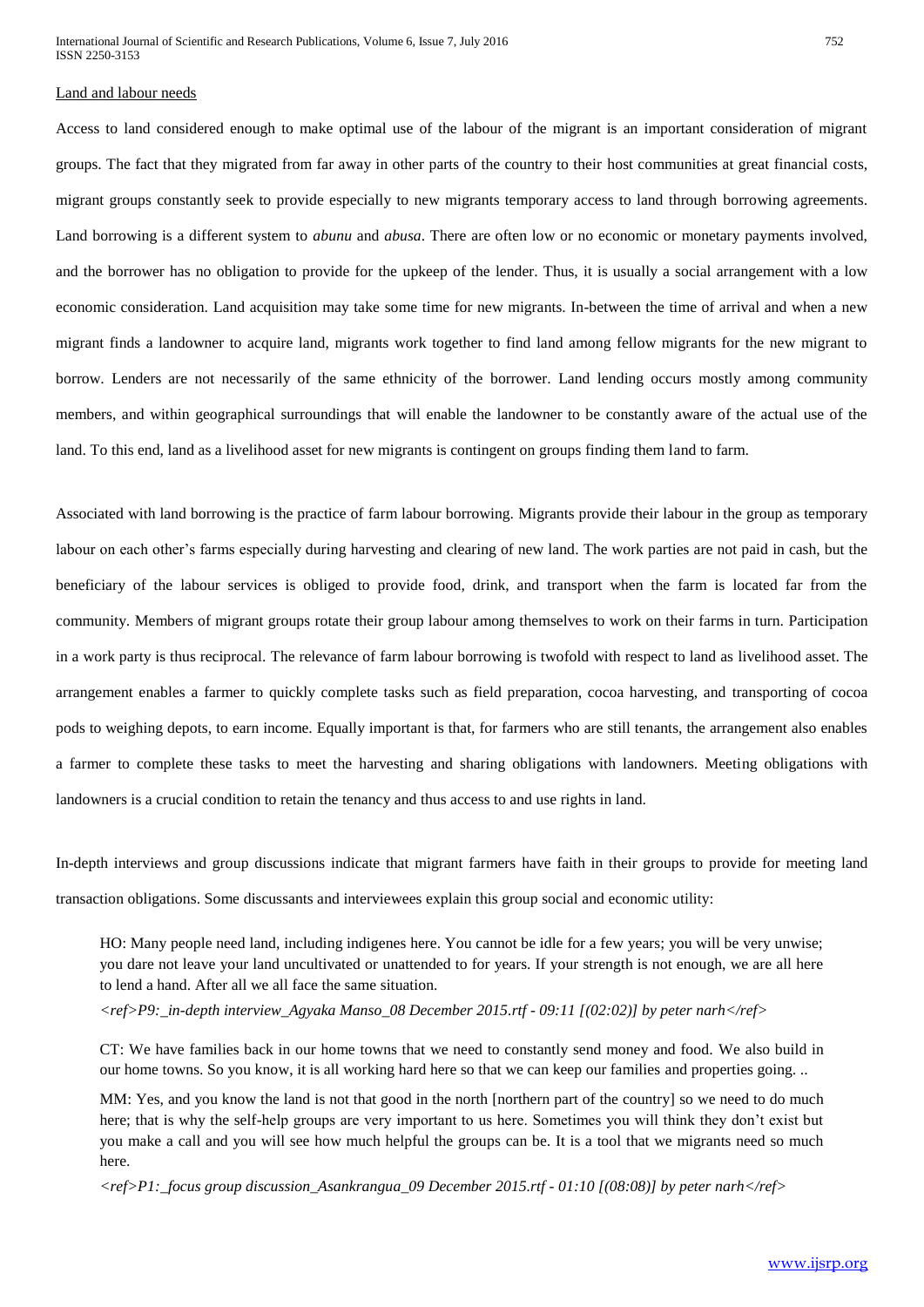Land and labour needs

Access to land considered enough to make optimal use of the labour of the migrant is an important consideration of migrant groups. The fact that they migrated from far away in other parts of the country to their host communities at great financial costs, migrant groups constantly seek to provide especially to new migrants temporary access to land through borrowing agreements. Land borrowing is a different system to *abunu* and *abusa*. There are often low or no economic or monetary payments involved, and the borrower has no obligation to provide for the upkeep of the lender. Thus, it is usually a social arrangement with a low economic consideration. Land acquisition may take some time for new migrants. In-between the time of arrival and when a new migrant finds a landowner to acquire land, migrants work together to find land among fellow migrants for the new migrant to borrow. Lenders are not necessarily of the same ethnicity of the borrower. Land lending occurs mostly among community members, and within geographical surroundings that will enable the landowner to be constantly aware of the actual use of the land. To this end, land as a livelihood asset for new migrants is contingent on groups finding them land to farm.

Associated with land borrowing is the practice of farm labour borrowing. Migrants provide their labour in the group as temporary labour on each other's farms especially during harvesting and clearing of new land. The work parties are not paid in cash, but the beneficiary of the labour services is obliged to provide food, drink, and transport when the farm is located far from the community. Members of migrant groups rotate their group labour among themselves to work on their farms in turn. Participation in a work party is thus reciprocal. The relevance of farm labour borrowing is twofold with respect to land as livelihood asset. The arrangement enables a farmer to quickly complete tasks such as field preparation, cocoa harvesting, and transporting of cocoa pods to weighing depots, to earn income. Equally important is that, for farmers who are still tenants, the arrangement also enables a farmer to complete these tasks to meet the harvesting and sharing obligations with landowners. Meeting obligations with landowners is a crucial condition to retain the tenancy and thus access to and use rights in land.

In-depth interviews and group discussions indicate that migrant farmers have faith in their groups to provide for meeting land transaction obligations. Some discussants and interviewees explain this group social and economic utility:

> HO: Many people need land, including indigenes here. You cannot be idle for a few years; you will be very unwise; you dare not leave your land uncultivated or unattended to for years. If your strength is not enough, we are all here to lend a hand. After all we all face the same situation.
>
> *<ref>P9:_in-depth interview_Agyaka Manso_08 December 2015.rtf - 09:11 [(02:02)] by peter narh</ref>*

> CT: We have families back in our home towns that we need to constantly send money and food. We also build in our home towns. So you know, it is all working hard here so that we can keep our families and properties going. ..
>
> MM: Yes, and you know the land is not that good in the north [northern part of the country] so we need to do much here; that is why the self-help groups are very important to us here. Sometimes you will think they don't exist but you make a call and you will see how much helpful the groups can be. It is a tool that we migrants need so much here.
>
> *<ref>P1:_focus group discussion_Asankrangua_09 December 2015.rtf - 01:10 [(08:08)] by peter narh</ref>*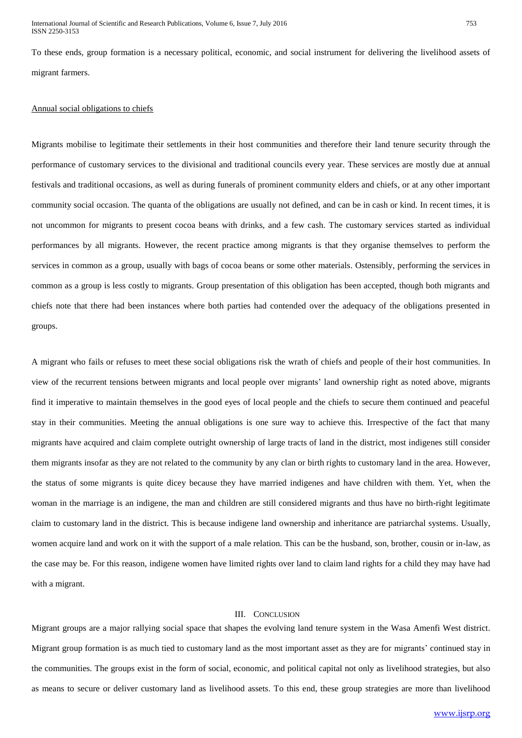To these ends, group formation is a necessary political, economic, and social instrument for delivering the livelihood assets of migrant farmers.

Annual social obligations to chiefs

Migrants mobilise to legitimate their settlements in their host communities and therefore their land tenure security through the performance of customary services to the divisional and traditional councils every year. These services are mostly due at annual festivals and traditional occasions, as well as during funerals of prominent community elders and chiefs, or at any other important community social occasion. The quanta of the obligations are usually not defined, and can be in cash or kind. In recent times, it is not uncommon for migrants to present cocoa beans with drinks, and a few cash. The customary services started as individual performances by all migrants. However, the recent practice among migrants is that they organise themselves to perform the services in common as a group, usually with bags of cocoa beans or some other materials. Ostensibly, performing the services in common as a group is less costly to migrants. Group presentation of this obligation has been accepted, though both migrants and chiefs note that there had been instances where both parties had contended over the adequacy of the obligations presented in groups.

A migrant who fails or refuses to meet these social obligations risk the wrath of chiefs and people of their host communities. In view of the recurrent tensions between migrants and local people over migrants' land ownership right as noted above, migrants find it imperative to maintain themselves in the good eyes of local people and the chiefs to secure them continued and peaceful stay in their communities. Meeting the annual obligations is one sure way to achieve this. Irrespective of the fact that many migrants have acquired and claim complete outright ownership of large tracts of land in the district, most indigenes still consider them migrants insofar as they are not related to the community by any clan or birth rights to customary land in the area. However, the status of some migrants is quite dicey because they have married indigenes and have children with them. Yet, when the woman in the marriage is an indigene, the man and children are still considered migrants and thus have no birth-right legitimate claim to customary land in the district. This is because indigene land ownership and inheritance are patriarchal systems. Usually, women acquire land and work on it with the support of a male relation. This can be the husband, son, brother, cousin or in-law, as the case may be. For this reason, indigene women have limited rights over land to claim land rights for a child they may have had with a migrant.

## III. Conclusion

Migrant groups are a major rallying social space that shapes the evolving land tenure system in the Wasa Amenfi West district. Migrant group formation is as much tied to customary land as the most important asset as they are for migrants' continued stay in the communities. The groups exist in the form of social, economic, and political capital not only as livelihood strategies, but also as means to secure or deliver customary land as livelihood assets. To this end, these group strategies are more than livelihood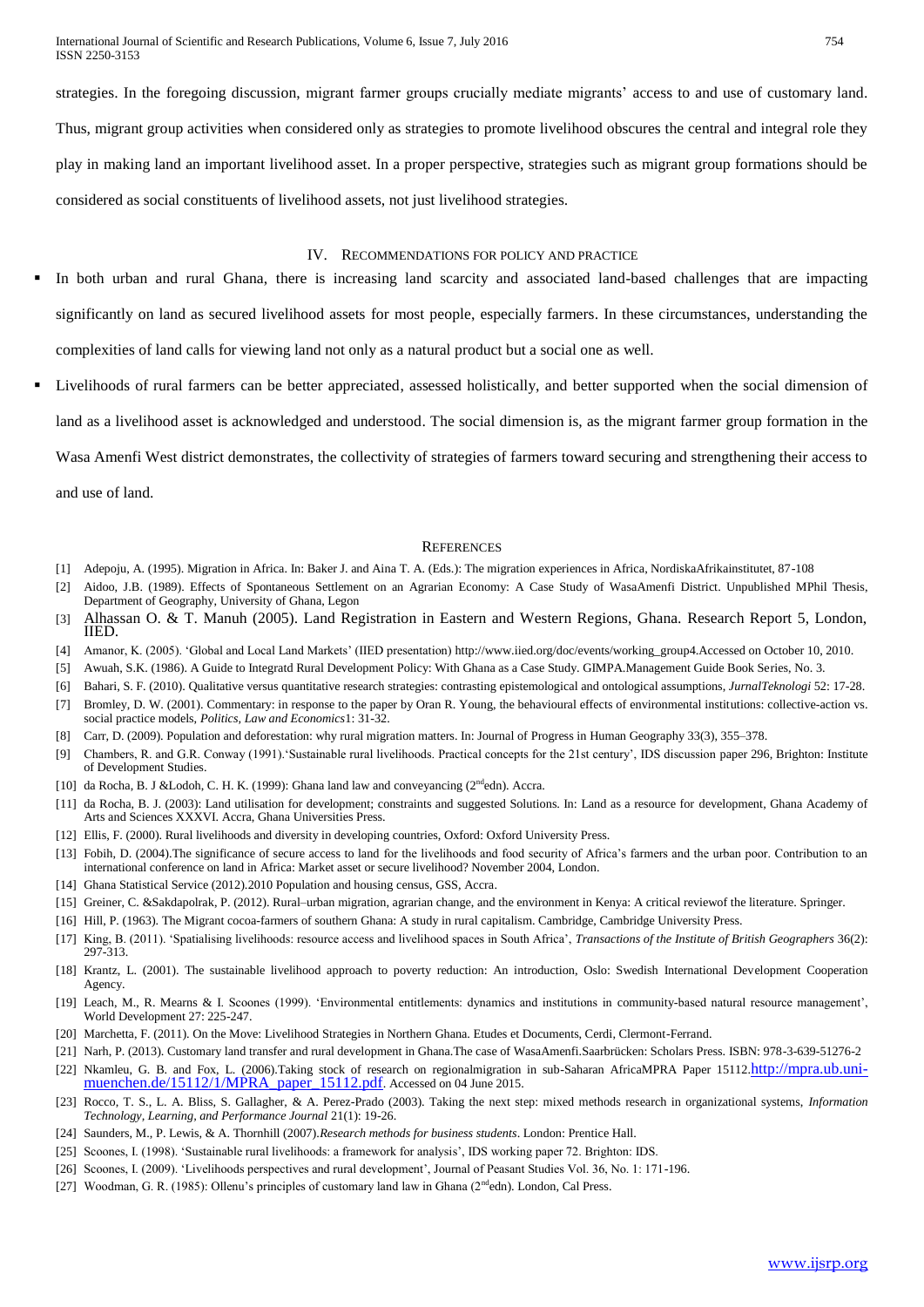strategies. In the foregoing discussion, migrant farmer groups crucially mediate migrants' access to and use of customary land. Thus, migrant group activities when considered only as strategies to promote livelihood obscures the central and integral role they play in making land an important livelihood asset. In a proper perspective, strategies such as migrant group formations should be considered as social constituents of livelihood assets, not just livelihood strategies.

## IV. Recommendations for Policy and Practice

- In both urban and rural Ghana, there is increasing land scarcity and associated land-based challenges that are impacting significantly on land as secured livelihood assets for most people, especially farmers. In these circumstances, understanding the complexities of land calls for viewing land not only as a natural product but a social one as well.
- Livelihoods of rural farmers can be better appreciated, assessed holistically, and better supported when the social dimension of land as a livelihood asset is acknowledged and understood. The social dimension is, as the migrant farmer group formation in the Wasa Amenfi West district demonstrates, the collectivity of strategies of farmers toward securing and strengthening their access to and use of land.

## References

[1] Adepoju, A. (1995). Migration in Africa. In: Baker J. and Aina T. A. (Eds.): The migration experiences in Africa, NordiskaAfrikainstitutet, 87-108

[2] Aidoo, J.B. (1989). Effects of Spontaneous Settlement on an Agrarian Economy: A Case Study of WasaAmenfi District. Unpublished MPhil Thesis, Department of Geography, University of Ghana, Legon

[3] Alhassan O. & T. Manuh (2005). Land Registration in Eastern and Western Regions, Ghana. Research Report 5, London, IIED.

[4] Amanor, K. (2005). 'Global and Local Land Markets' (IIED presentation) http://www.iied.org/doc/events/working_group4.Accessed on October 10, 2010.

[5] Awuah, S.K. (1986). A Guide to Integratd Rural Development Policy: With Ghana as a Case Study. GIMPA.Management Guide Book Series, No. 3.

[6] Bahari, S. F. (2010). Qualitative versus quantitative research strategies: contrasting epistemological and ontological assumptions, *JurnalTeknologi* 52: 17-28.

[7] Bromley, D. W. (2001). Commentary: in response to the paper by Oran R. Young, the behavioural effects of environmental institutions: collective-action vs. social practice models, *Politics, Law and Economics*1: 31-32.

[8] Carr, D. (2009). Population and deforestation: why rural migration matters. In: Journal of Progress in Human Geography 33(3), 355–378.

[9] Chambers, R. and G.R. Conway (1991).'Sustainable rural livelihoods. Practical concepts for the 21st century', IDS discussion paper 296, Brighton: Institute of Development Studies.

[10] da Rocha, B. J &Lodoh, C. H. K. (1999): Ghana land law and conveyancing (2ndedn). Accra.

[11] da Rocha, B. J. (2003): Land utilisation for development; constraints and suggested Solutions. In: Land as a resource for development, Ghana Academy of Arts and Sciences XXXVI. Accra, Ghana Universities Press.

[12] Ellis, F. (2000). Rural livelihoods and diversity in developing countries, Oxford: Oxford University Press.

[13] Fobih, D. (2004).The significance of secure access to land for the livelihoods and food security of Africa's farmers and the urban poor. Contribution to an international conference on land in Africa: Market asset or secure livelihood? November 2004, London.

[14] Ghana Statistical Service (2012).2010 Population and housing census, GSS, Accra.

[15] Greiner, C. &Sakdapolrak, P. (2012). Rural–urban migration, agrarian change, and the environment in Kenya: A critical reviewof the literature. Springer.

[16] Hill, P. (1963). The Migrant cocoa-farmers of southern Ghana: A study in rural capitalism. Cambridge, Cambridge University Press.

[17] King, B. (2011). 'Spatialising livelihoods: resource access and livelihood spaces in South Africa', *Transactions of the Institute of British Geographers* 36(2): 297-313.

[18] Krantz, L. (2001). The sustainable livelihood approach to poverty reduction: An introduction, Oslo: Swedish International Development Cooperation Agency.

[19] Leach, M., R. Mearns & I. Scoones (1999). 'Environmental entitlements: dynamics and institutions in community-based natural resource management', World Development 27: 225-247.

[20] Marchetta, F. (2011). On the Move: Livelihood Strategies in Northern Ghana. Etudes et Documents, Cerdi, Clermont-Ferrand.

[21] Narh, P. (2013). Customary land transfer and rural development in Ghana.The case of WasaAmenfi.Saarbrücken: Scholars Press. ISBN: 978-3-639-51276-2

[22] Nkamleu, G. B. and Fox, L. (2006).Taking stock of research on regionalmigration in sub-Saharan AfricaMPRA Paper 15112.http://mpra.ub.uni-muenchen.de/15112/1/MPRA_paper_15112.pdf. Accessed on 04 June 2015.

[23] Rocco, T. S., L. A. Bliss, S. Gallagher, & A. Perez-Prado (2003). Taking the next step: mixed methods research in organizational systems, *Information Technology, Learning, and Performance Journal* 21(1): 19-26.

[24] Saunders, M., P. Lewis, & A. Thornhill (2007).*Research methods for business students*. London: Prentice Hall.

[25] Scoones, I. (1998). 'Sustainable rural livelihoods: a framework for analysis', IDS working paper 72. Brighton: IDS.

[26] Scoones, I. (2009). 'Livelihoods perspectives and rural development', Journal of Peasant Studies Vol. 36, No. 1: 171-196.

[27] Woodman, G. R. (1985): Ollenu's principles of customary land law in Ghana (2ndedn). London, Cal Press.